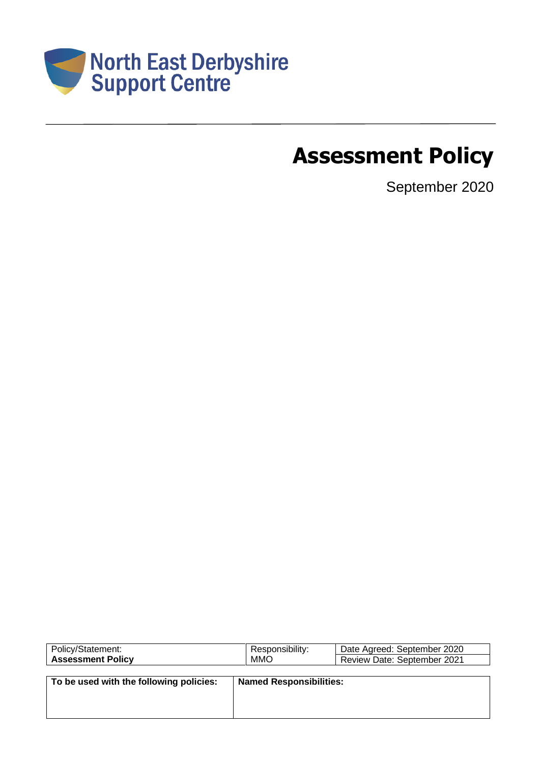North East Derbyshire Support Centre

# Assessment Policy

September 2020

| Policy/Statement: **Assessment Policy** | Responsibility: MMO | Date Agreed: September 2020 Review Date: September 2021 |
|---|---|---|

| **To be used with the following policies:** | **Named Responsibilities:** |
|---|---|
| | |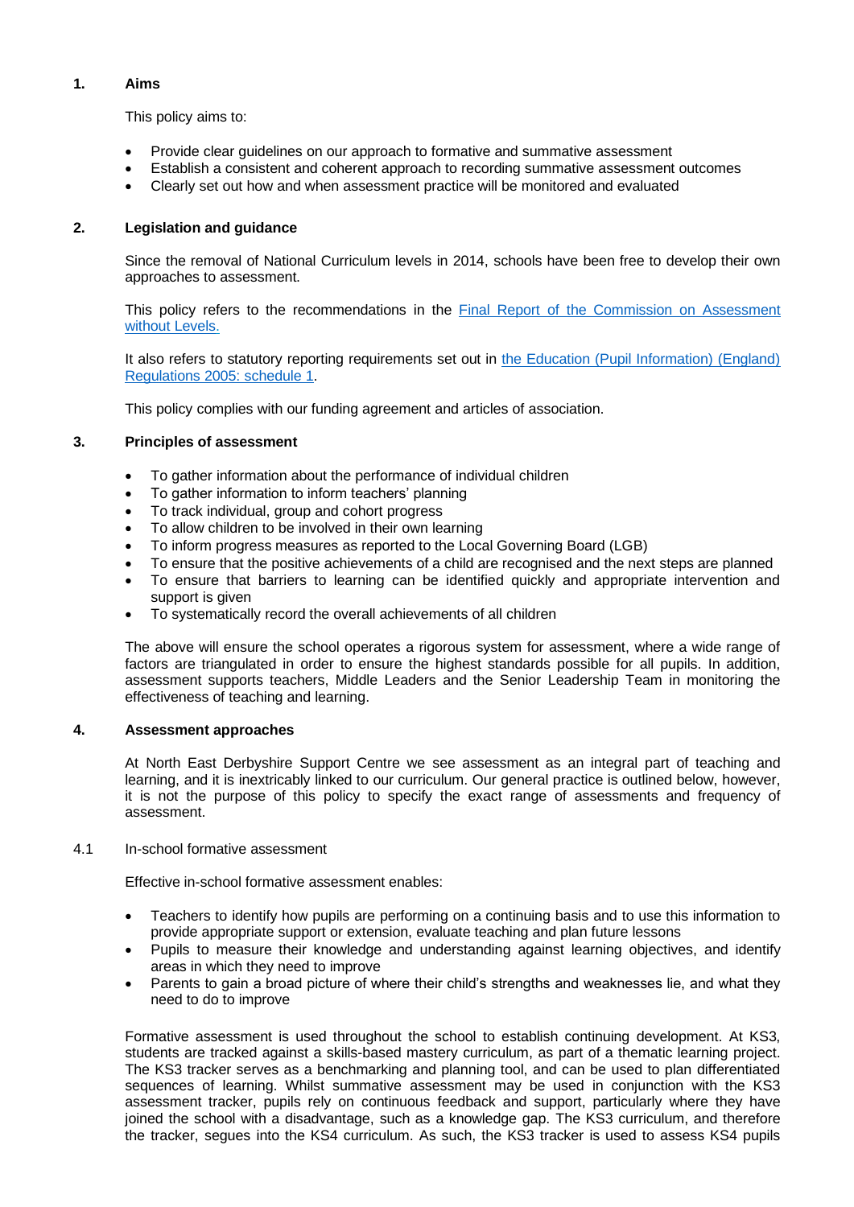## 1. Aims

This policy aims to:

- Provide clear guidelines on our approach to formative and summative assessment
- Establish a consistent and coherent approach to recording summative assessment outcomes
- Clearly set out how and when assessment practice will be monitored and evaluated

## 2. Legislation and guidance

Since the removal of National Curriculum levels in 2014, schools have been free to develop their own approaches to assessment.

This policy refers to the recommendations in the [Final Report of the Commission on Assessment without Levels.]()

It also refers to statutory reporting requirements set out in [the Education (Pupil Information) (England) Regulations 2005: schedule 1]().

This policy complies with our funding agreement and articles of association.

## 3. Principles of assessment

- To gather information about the performance of individual children
- To gather information to inform teachers' planning
- To track individual, group and cohort progress
- To allow children to be involved in their own learning
- To inform progress measures as reported to the Local Governing Board (LGB)
- To ensure that the positive achievements of a child are recognised and the next steps are planned
- To ensure that barriers to learning can be identified quickly and appropriate intervention and support is given
- To systematically record the overall achievements of all children

The above will ensure the school operates a rigorous system for assessment, where a wide range of factors are triangulated in order to ensure the highest standards possible for all pupils. In addition, assessment supports teachers, Middle Leaders and the Senior Leadership Team in monitoring the effectiveness of teaching and learning.

## 4. Assessment approaches

At North East Derbyshire Support Centre we see assessment as an integral part of teaching and learning, and it is inextricably linked to our curriculum. Our general practice is outlined below, however, it is not the purpose of this policy to specify the exact range of assessments and frequency of assessment.

### 4.1 In-school formative assessment

Effective in-school formative assessment enables:

- Teachers to identify how pupils are performing on a continuing basis and to use this information to provide appropriate support or extension, evaluate teaching and plan future lessons
- Pupils to measure their knowledge and understanding against learning objectives, and identify areas in which they need to improve
- Parents to gain a broad picture of where their child's strengths and weaknesses lie, and what they need to do to improve

Formative assessment is used throughout the school to establish continuing development. At KS3, students are tracked against a skills-based mastery curriculum, as part of a thematic learning project. The KS3 tracker serves as a benchmarking and planning tool, and can be used to plan differentiated sequences of learning. Whilst summative assessment may be used in conjunction with the KS3 assessment tracker, pupils rely on continuous feedback and support, particularly where they have joined the school with a disadvantage, such as a knowledge gap. The KS3 curriculum, and therefore the tracker, segues into the KS4 curriculum. As such, the KS3 tracker is used to assess KS4 pupils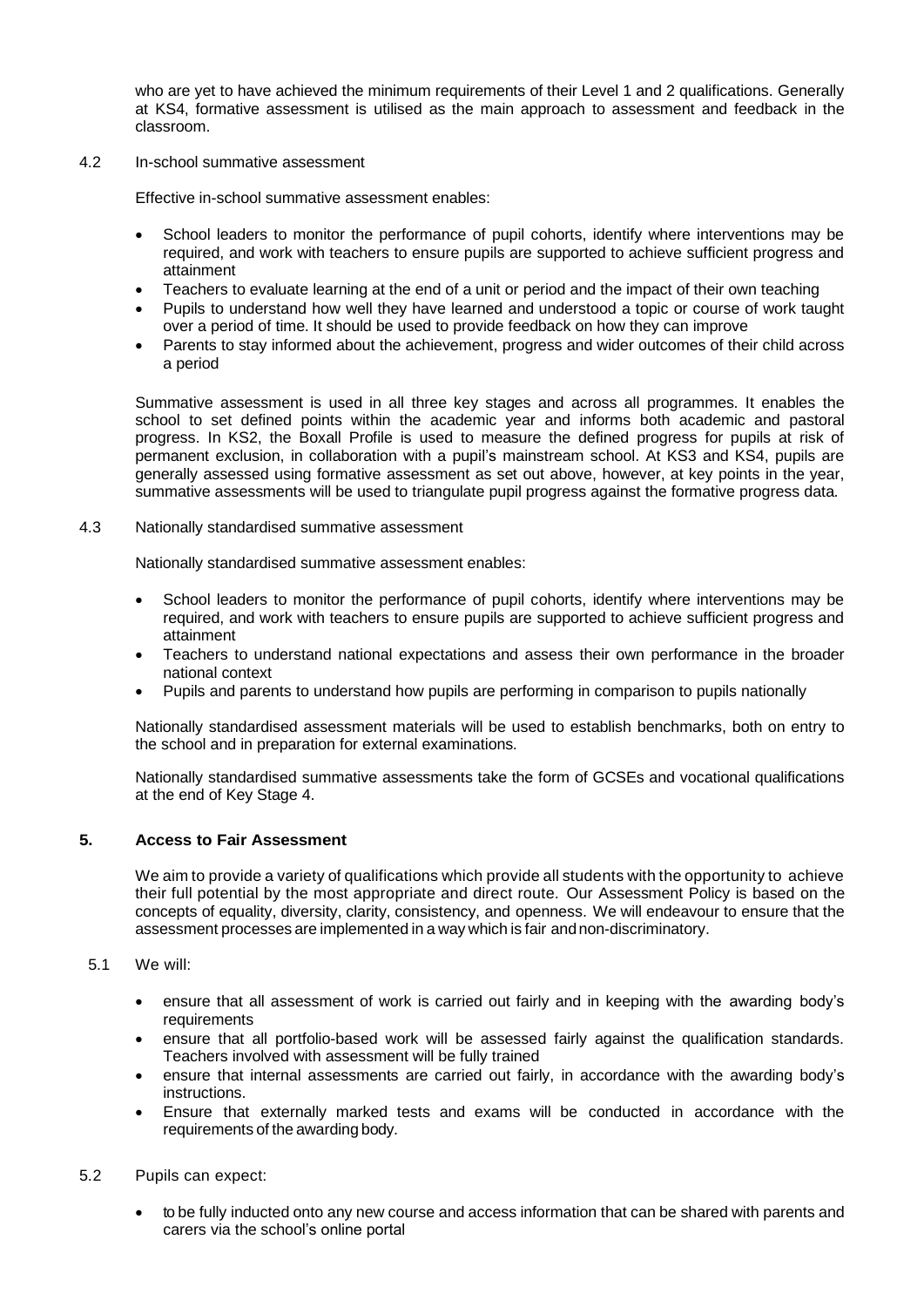who are yet to have achieved the minimum requirements of their Level 1 and 2 qualifications. Generally at KS4, formative assessment is utilised as the main approach to assessment and feedback in the classroom.

4.2 In-school summative assessment

Effective in-school summative assessment enables:

- School leaders to monitor the performance of pupil cohorts, identify where interventions may be required, and work with teachers to ensure pupils are supported to achieve sufficient progress and attainment
- Teachers to evaluate learning at the end of a unit or period and the impact of their own teaching
- Pupils to understand how well they have learned and understood a topic or course of work taught over a period of time. It should be used to provide feedback on how they can improve
- Parents to stay informed about the achievement, progress and wider outcomes of their child across a period

Summative assessment is used in all three key stages and across all programmes. It enables the school to set defined points within the academic year and informs both academic and pastoral progress. In KS2, the Boxall Profile is used to measure the defined progress for pupils at risk of permanent exclusion, in collaboration with a pupil's mainstream school. At KS3 and KS4, pupils are generally assessed using formative assessment as set out above, however, at key points in the year, summative assessments will be used to triangulate pupil progress against the formative progress data.

4.3 Nationally standardised summative assessment

Nationally standardised summative assessment enables:

- School leaders to monitor the performance of pupil cohorts, identify where interventions may be required, and work with teachers to ensure pupils are supported to achieve sufficient progress and attainment
- Teachers to understand national expectations and assess their own performance in the broader national context
- Pupils and parents to understand how pupils are performing in comparison to pupils nationally

Nationally standardised assessment materials will be used to establish benchmarks, both on entry to the school and in preparation for external examinations.

Nationally standardised summative assessments take the form of GCSEs and vocational qualifications at the end of Key Stage 4.

## 5. Access to Fair Assessment

We aim to provide a variety of qualifications which provide all students with the opportunity to achieve their full potential by the most appropriate and direct route. Our Assessment Policy is based on the concepts of equality, diversity, clarity, consistency, and openness. We will endeavour to ensure that the assessment processes are implemented in a way which is fair and non-discriminatory.

5.1 We will:

- ensure that all assessment of work is carried out fairly and in keeping with the awarding body's requirements
- ensure that all portfolio-based work will be assessed fairly against the qualification standards. Teachers involved with assessment will be fully trained
- ensure that internal assessments are carried out fairly, in accordance with the awarding body's instructions.
- Ensure that externally marked tests and exams will be conducted in accordance with the requirements of the awarding body.

5.2 Pupils can expect:

- to be fully inducted onto any new course and access information that can be shared with parents and carers via the school's online portal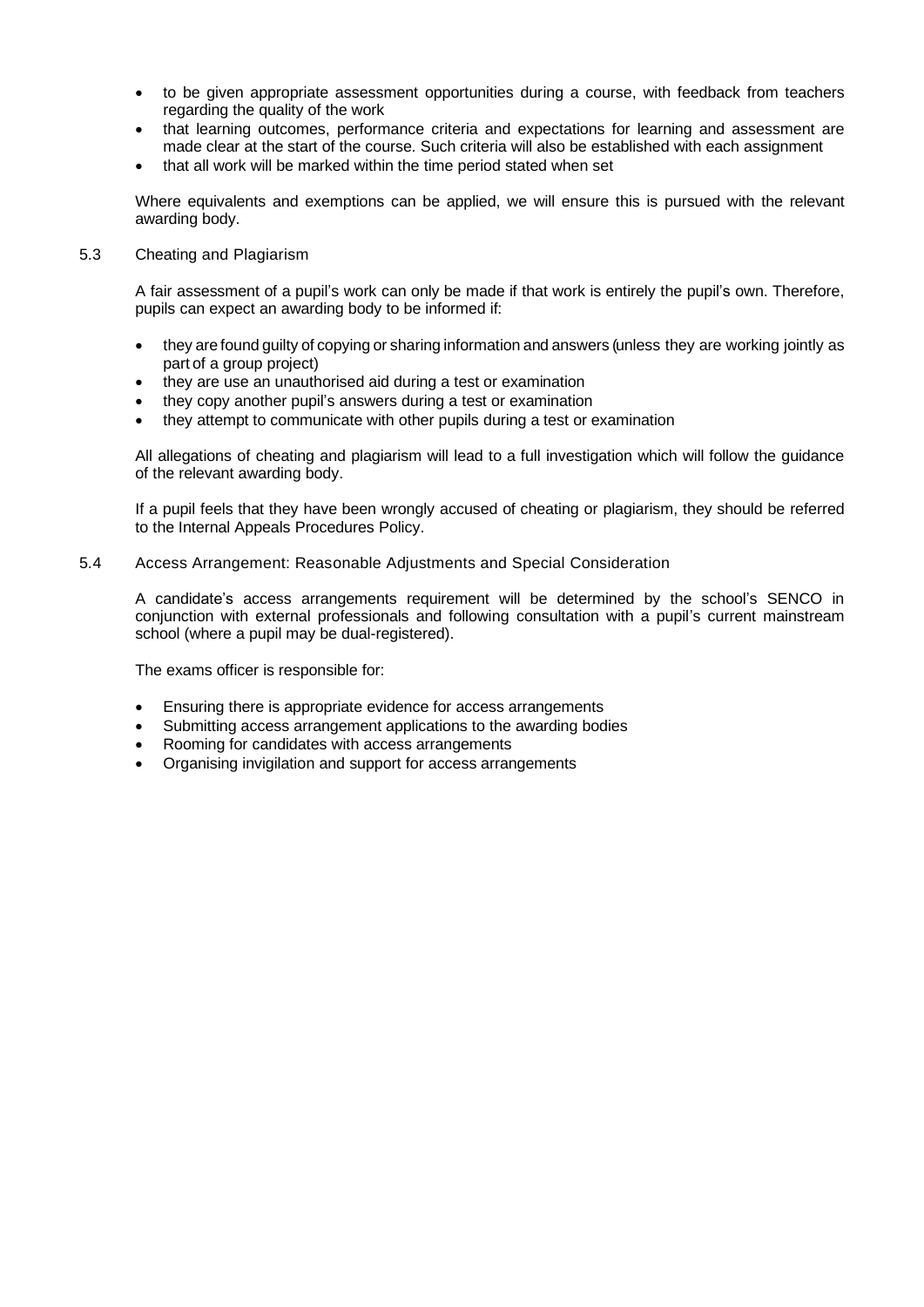- to be given appropriate assessment opportunities during a course, with feedback from teachers regarding the quality of the work
- that learning outcomes, performance criteria and expectations for learning and assessment are made clear at the start of the course. Such criteria will also be established with each assignment
- that all work will be marked within the time period stated when set

Where equivalents and exemptions can be applied, we will ensure this is pursued with the relevant awarding body.

### 5.3 Cheating and Plagiarism

A fair assessment of a pupil's work can only be made if that work is entirely the pupil's own. Therefore, pupils can expect an awarding body to be informed if:

- they are found guilty of copying or sharing information and answers (unless they are working jointly as part of a group project)
- they are use an unauthorised aid during a test or examination
- they copy another pupil's answers during a test or examination
- they attempt to communicate with other pupils during a test or examination

All allegations of cheating and plagiarism will lead to a full investigation which will follow the guidance of the relevant awarding body.

If a pupil feels that they have been wrongly accused of cheating or plagiarism, they should be referred to the Internal Appeals Procedures Policy.

### 5.4 Access Arrangement: Reasonable Adjustments and Special Consideration

A candidate's access arrangements requirement will be determined by the school's SENCO in conjunction with external professionals and following consultation with a pupil's current mainstream school (where a pupil may be dual-registered).

The exams officer is responsible for:

- Ensuring there is appropriate evidence for access arrangements
- Submitting access arrangement applications to the awarding bodies
- Rooming for candidates with access arrangements
- Organising invigilation and support for access arrangements